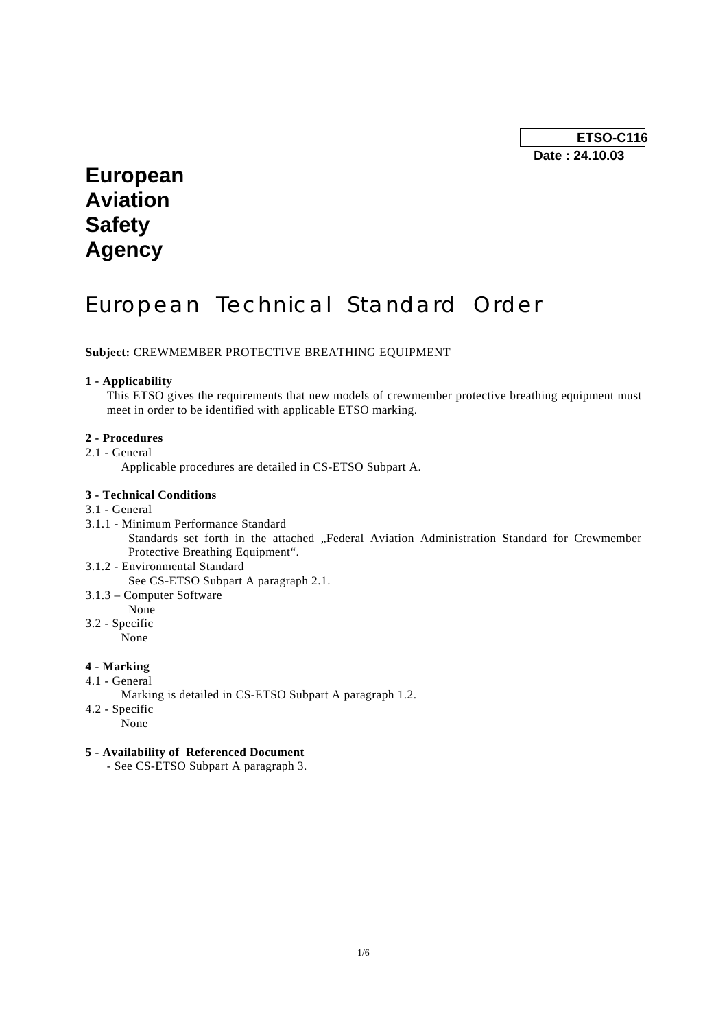**ETSO-C116**
**Date : 24.10.03**

# European Aviation Safety Agency

# European Technical Standard Order

**Subject:** CREWMEMBER PROTECTIVE BREATHING EQUIPMENT

**1 - Applicability**

This ETSO gives the requirements that new models of crewmember protective breathing equipment must meet in order to be identified with applicable ETSO marking.

**2 - Procedures**

2.1 - General

Applicable procedures are detailed in CS-ETSO Subpart A.

**3 - Technical Conditions**

3.1 - General

3.1.1 - Minimum Performance Standard

Standards set forth in the attached „Federal Aviation Administration Standard for Crewmember Protective Breathing Equipment“.

3.1.2 - Environmental Standard

See CS-ETSO Subpart A paragraph 2.1.

3.1.3 – Computer Software

None

3.2 - Specific

None

**4 - Marking**

4.1 - General

Marking is detailed in CS-ETSO Subpart A paragraph 1.2.

4.2 - Specific

None

**5 - Availability of Referenced Document**

- See CS-ETSO Subpart A paragraph 3.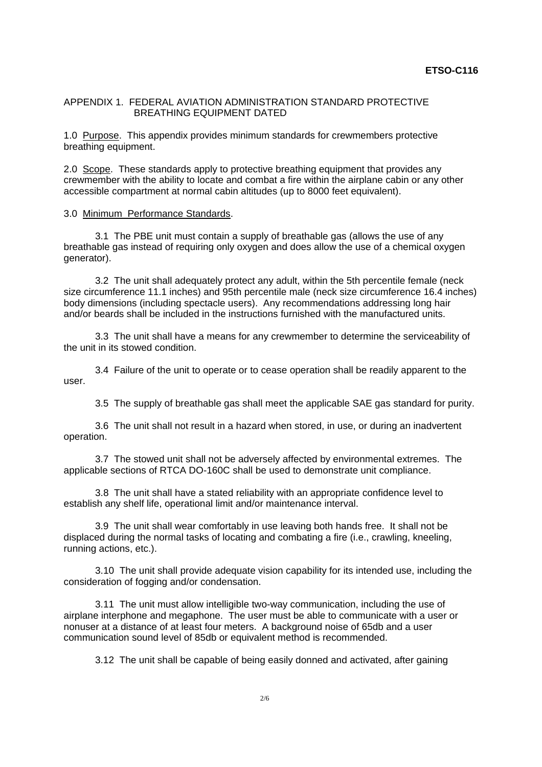APPENDIX 1. FEDERAL AVIATION ADMINISTRATION STANDARD PROTECTIVE BREATHING EQUIPMENT DATED

1.0 Purpose. This appendix provides minimum standards for crewmembers protective breathing equipment.

2.0 Scope. These standards apply to protective breathing equipment that provides any crewmember with the ability to locate and combat a fire within the airplane cabin or any other accessible compartment at normal cabin altitudes (up to 8000 feet equivalent).

3.0 Minimum Performance Standards.

3.1 The PBE unit must contain a supply of breathable gas (allows the use of any breathable gas instead of requiring only oxygen and does allow the use of a chemical oxygen generator).

3.2 The unit shall adequately protect any adult, within the 5th percentile female (neck size circumference 11.1 inches) and 95th percentile male (neck size circumference 16.4 inches) body dimensions (including spectacle users). Any recommendations addressing long hair and/or beards shall be included in the instructions furnished with the manufactured units.

3.3 The unit shall have a means for any crewmember to determine the serviceability of the unit in its stowed condition.

3.4 Failure of the unit to operate or to cease operation shall be readily apparent to the user.

3.5 The supply of breathable gas shall meet the applicable SAE gas standard for purity.

3.6 The unit shall not result in a hazard when stored, in use, or during an inadvertent operation.

3.7 The stowed unit shall not be adversely affected by environmental extremes. The applicable sections of RTCA DO-160C shall be used to demonstrate unit compliance.

3.8 The unit shall have a stated reliability with an appropriate confidence level to establish any shelf life, operational limit and/or maintenance interval.

3.9 The unit shall wear comfortably in use leaving both hands free. It shall not be displaced during the normal tasks of locating and combating a fire (i.e., crawling, kneeling, running actions, etc.).

3.10 The unit shall provide adequate vision capability for its intended use, including the consideration of fogging and/or condensation.

3.11 The unit must allow intelligible two-way communication, including the use of airplane interphone and megaphone. The user must be able to communicate with a user or nonuser at a distance of at least four meters. A background noise of 65db and a user communication sound level of 85db or equivalent method is recommended.

3.12 The unit shall be capable of being easily donned and activated, after gaining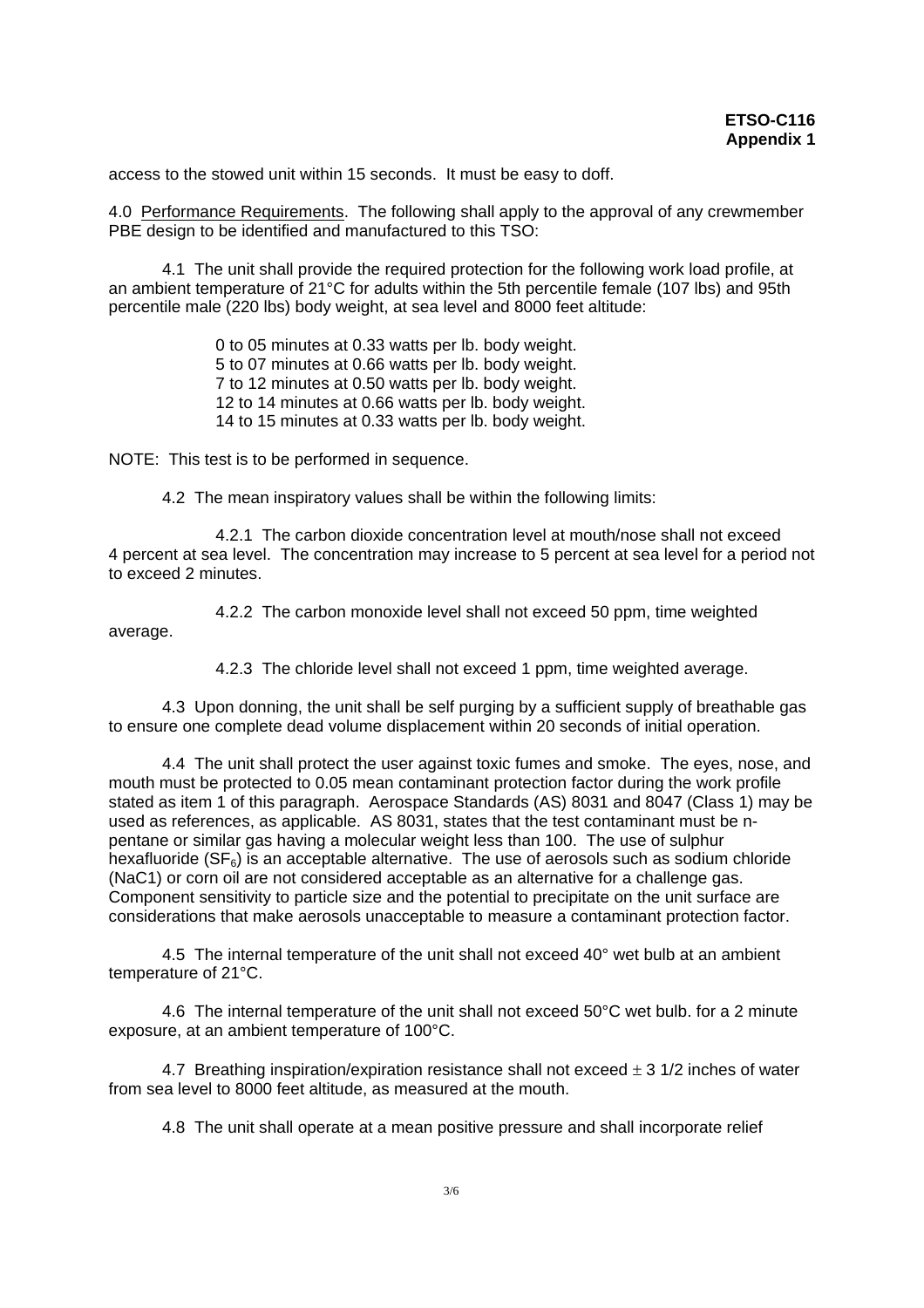access to the stowed unit within 15 seconds. It must be easy to doff.

4.0 Performance Requirements. The following shall apply to the approval of any crewmember PBE design to be identified and manufactured to this TSO:

4.1 The unit shall provide the required protection for the following work load profile, at an ambient temperature of 21°C for adults within the 5th percentile female (107 lbs) and 95th percentile male (220 lbs) body weight, at sea level and 8000 feet altitude:

0 to 05 minutes at 0.33 watts per lb. body weight.
5 to 07 minutes at 0.66 watts per lb. body weight.
7 to 12 minutes at 0.50 watts per lb. body weight.
12 to 14 minutes at 0.66 watts per lb. body weight.
14 to 15 minutes at 0.33 watts per lb. body weight.

NOTE: This test is to be performed in sequence.

4.2 The mean inspiratory values shall be within the following limits:

4.2.1 The carbon dioxide concentration level at mouth/nose shall not exceed 4 percent at sea level. The concentration may increase to 5 percent at sea level for a period not to exceed 2 minutes.

4.2.2 The carbon monoxide level shall not exceed 50 ppm, time weighted average.

4.2.3 The chloride level shall not exceed 1 ppm, time weighted average.

4.3 Upon donning, the unit shall be self purging by a sufficient supply of breathable gas to ensure one complete dead volume displacement within 20 seconds of initial operation.

4.4 The unit shall protect the user against toxic fumes and smoke. The eyes, nose, and mouth must be protected to 0.05 mean contaminant protection factor during the work profile stated as item 1 of this paragraph. Aerospace Standards (AS) 8031 and 8047 (Class 1) may be used as references, as applicable. AS 8031, states that the test contaminant must be n-pentane or similar gas having a molecular weight less than 100. The use of sulphur hexafluoride ($SF_6$) is an acceptable alternative. The use of aerosols such as sodium chloride (NaC1) or corn oil are not considered acceptable as an alternative for a challenge gas. Component sensitivity to particle size and the potential to precipitate on the unit surface are considerations that make aerosols unacceptable to measure a contaminant protection factor.

4.5 The internal temperature of the unit shall not exceed 40° wet bulb at an ambient temperature of 21°C.

4.6 The internal temperature of the unit shall not exceed 50°C wet bulb. for a 2 minute exposure, at an ambient temperature of 100°C.

4.7 Breathing inspiration/expiration resistance shall not exceed $\pm$ 3 1/2 inches of water from sea level to 8000 feet altitude, as measured at the mouth.

4.8 The unit shall operate at a mean positive pressure and shall incorporate relief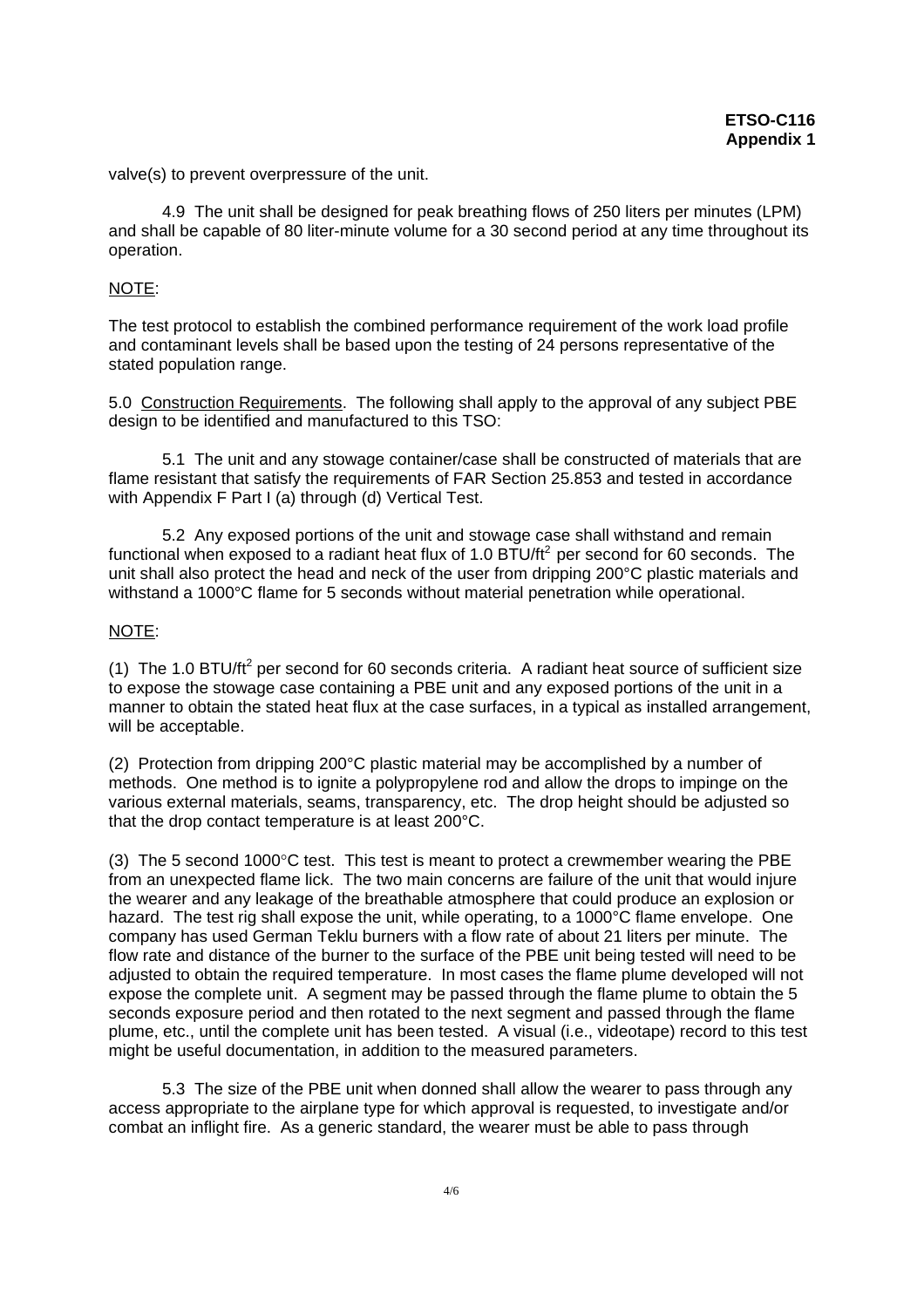valve(s) to prevent overpressure of the unit.

4.9 The unit shall be designed for peak breathing flows of 250 liters per minutes (LPM) and shall be capable of 80 liter-minute volume for a 30 second period at any time throughout its operation.

NOTE:

The test protocol to establish the combined performance requirement of the work load profile and contaminant levels shall be based upon the testing of 24 persons representative of the stated population range.

5.0 Construction Requirements. The following shall apply to the approval of any subject PBE design to be identified and manufactured to this TSO:

5.1 The unit and any stowage container/case shall be constructed of materials that are flame resistant that satisfy the requirements of FAR Section 25.853 and tested in accordance with Appendix F Part I (a) through (d) Vertical Test.

5.2 Any exposed portions of the unit and stowage case shall withstand and remain functional when exposed to a radiant heat flux of 1.0 BTU/ft$^2$ per second for 60 seconds. The unit shall also protect the head and neck of the user from dripping 200°C plastic materials and withstand a 1000°C flame for 5 seconds without material penetration while operational.

NOTE:

(1) The 1.0 BTU/ft$^2$ per second for 60 seconds criteria. A radiant heat source of sufficient size to expose the stowage case containing a PBE unit and any exposed portions of the unit in a manner to obtain the stated heat flux at the case surfaces, in a typical as installed arrangement, will be acceptable.

(2) Protection from dripping 200°C plastic material may be accomplished by a number of methods. One method is to ignite a polypropylene rod and allow the drops to impinge on the various external materials, seams, transparency, etc. The drop height should be adjusted so that the drop contact temperature is at least 200°C.

(3) The 5 second 1000°C test. This test is meant to protect a crewmember wearing the PBE from an unexpected flame lick. The two main concerns are failure of the unit that would injure the wearer and any leakage of the breathable atmosphere that could produce an explosion or hazard. The test rig shall expose the unit, while operating, to a 1000°C flame envelope. One company has used German Teklu burners with a flow rate of about 21 liters per minute. The flow rate and distance of the burner to the surface of the PBE unit being tested will need to be adjusted to obtain the required temperature. In most cases the flame plume developed will not expose the complete unit. A segment may be passed through the flame plume to obtain the 5 seconds exposure period and then rotated to the next segment and passed through the flame plume, etc., until the complete unit has been tested. A visual (i.e., videotape) record to this test might be useful documentation, in addition to the measured parameters.

5.3 The size of the PBE unit when donned shall allow the wearer to pass through any access appropriate to the airplane type for which approval is requested, to investigate and/or combat an inflight fire. As a generic standard, the wearer must be able to pass through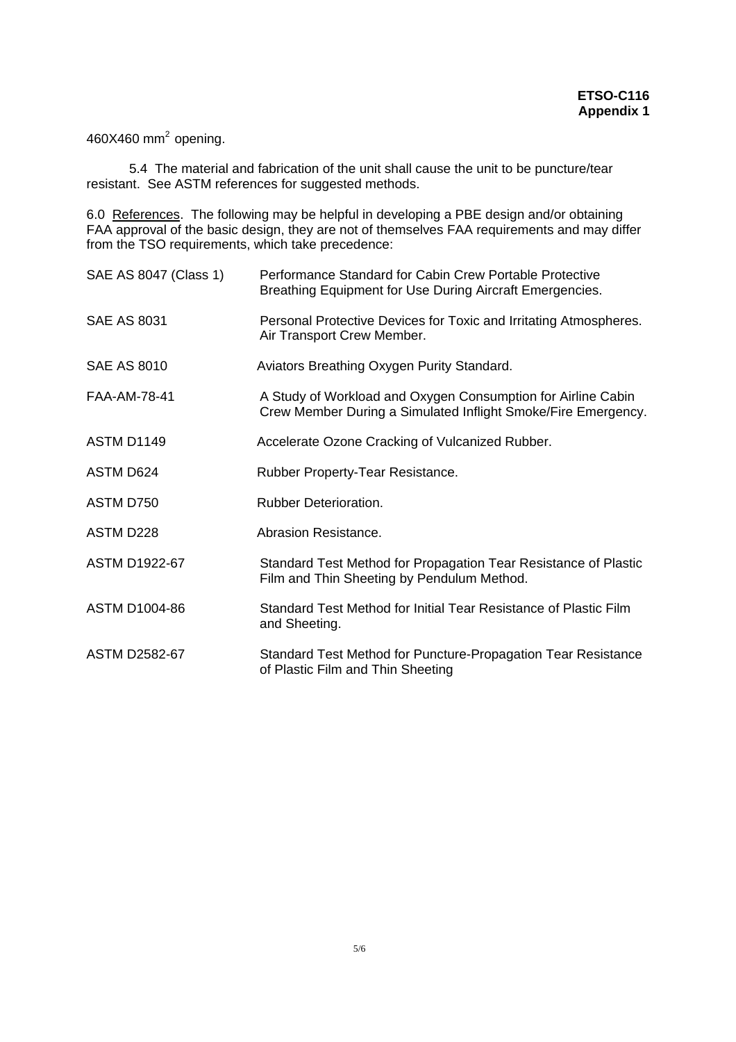460X460 $mm^2$ opening.

5.4 The material and fabrication of the unit shall cause the unit to be puncture/tear resistant. See ASTM references for suggested methods.

6.0 References. The following may be helpful in developing a PBE design and/or obtaining FAA approval of the basic design, they are not of themselves FAA requirements and may differ from the TSO requirements, which take precedence:

| | |
|---|---|
| SAE AS 8047 (Class 1) | Performance Standard for Cabin Crew Portable Protective Breathing Equipment for Use During Aircraft Emergencies. |
| SAE AS 8031 | Personal Protective Devices for Toxic and Irritating Atmospheres. Air Transport Crew Member. |
| SAE AS 8010 | Aviators Breathing Oxygen Purity Standard. |
| FAA-AM-78-41 | A Study of Workload and Oxygen Consumption for Airline Cabin Crew Member During a Simulated Inflight Smoke/Fire Emergency. |
| ASTM D1149 | Accelerate Ozone Cracking of Vulcanized Rubber. |
| ASTM D624 | Rubber Property-Tear Resistance. |
| ASTM D750 | Rubber Deterioration. |
| ASTM D228 | Abrasion Resistance. |
| ASTM D1922-67 | Standard Test Method for Propagation Tear Resistance of Plastic Film and Thin Sheeting by Pendulum Method. |
| ASTM D1004-86 | Standard Test Method for Initial Tear Resistance of Plastic Film and Sheeting. |
| ASTM D2582-67 | Standard Test Method for Puncture-Propagation Tear Resistance of Plastic Film and Thin Sheeting |